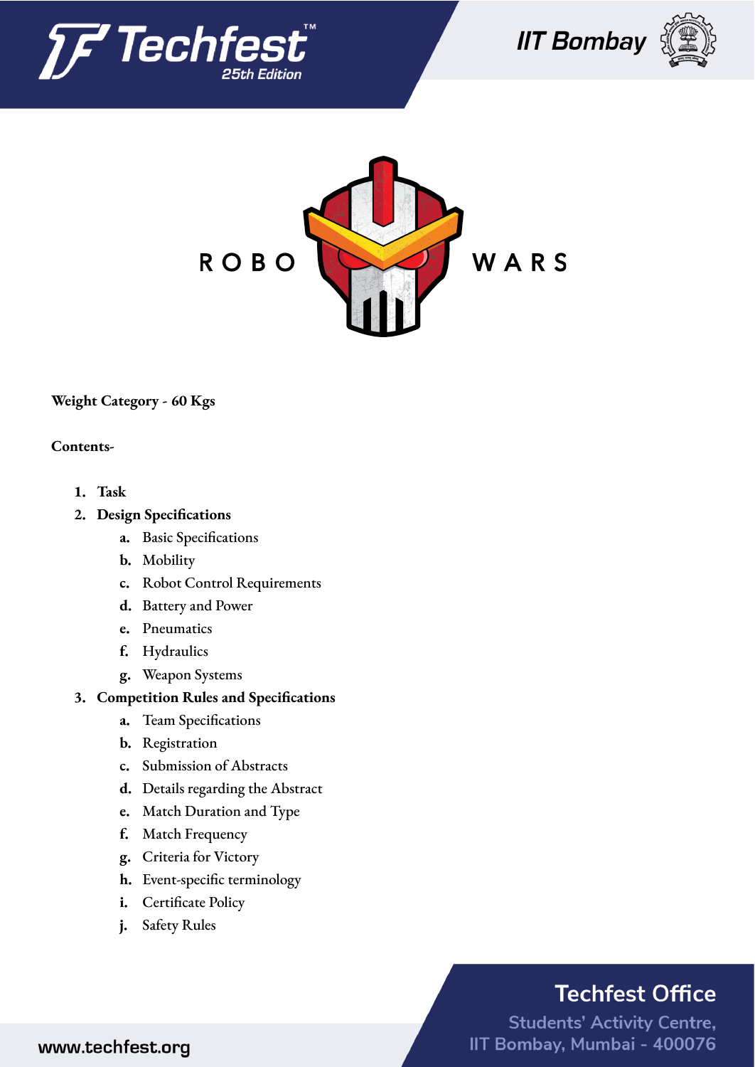ROBO WARS

**Weight Category - 60 Kgs**

**Contents-**

1. **Task**
2. **Design Specifications**
   - a. Basic Specifications
   - b. Mobility
   - c. Robot Control Requirements
   - d. Battery and Power
   - e. Pneumatics
   - f. Hydraulics
   - g. Weapon Systems
3. **Competition Rules and Specifications**
   - a. Team Specifications
   - b. Registration
   - c. Submission of Abstracts
   - d. Details regarding the Abstract
   - e. Match Duration and Type
   - f. Match Frequency
   - g. Criteria for Victory
   - h. Event-specific terminology
   - i. Certificate Policy
   - j. Safety Rules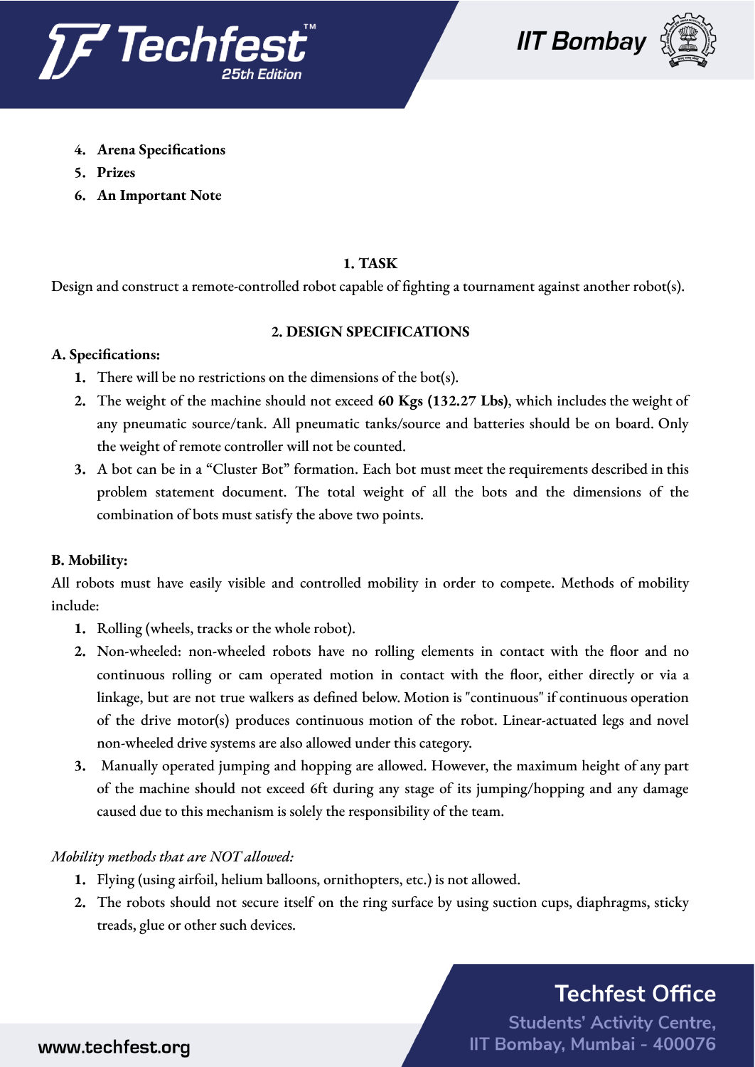4. **Arena Specifications**
5. **Prizes**
6. **An Important Note**

## 1. TASK

Design and construct a remote-controlled robot capable of fighting a tournament against another robot(s).

## 2. DESIGN SPECIFICATIONS

### A. Specifications:

1. There will be no restrictions on the dimensions of the bot(s).
2. The weight of the machine should not exceed **60 Kgs (132.27 Lbs)**, which includes the weight of any pneumatic source/tank. All pneumatic tanks/source and batteries should be on board. Only the weight of remote controller will not be counted.
3. A bot can be in a "Cluster Bot" formation. Each bot must meet the requirements described in this problem statement document. The total weight of all the bots and the dimensions of the combination of bots must satisfy the above two points.

### B. Mobility:

All robots must have easily visible and controlled mobility in order to compete. Methods of mobility include:

1. Rolling (wheels, tracks or the whole robot).
2. Non-wheeled: non-wheeled robots have no rolling elements in contact with the floor and no continuous rolling or cam operated motion in contact with the floor, either directly or via a linkage, but are not true walkers as defined below. Motion is "continuous" if continuous operation of the drive motor(s) produces continuous motion of the robot. Linear-actuated legs and novel non-wheeled drive systems are also allowed under this category.
3. Manually operated jumping and hopping are allowed. However, the maximum height of any part of the machine should not exceed 6ft during any stage of its jumping/hopping and any damage caused due to this mechanism is solely the responsibility of the team.

*Mobility methods that are NOT allowed:*

1. Flying (using airfoil, helium balloons, ornithopters, etc.) is not allowed.
2. The robots should not secure itself on the ring surface by using suction cups, diaphragms, sticky treads, glue or other such devices.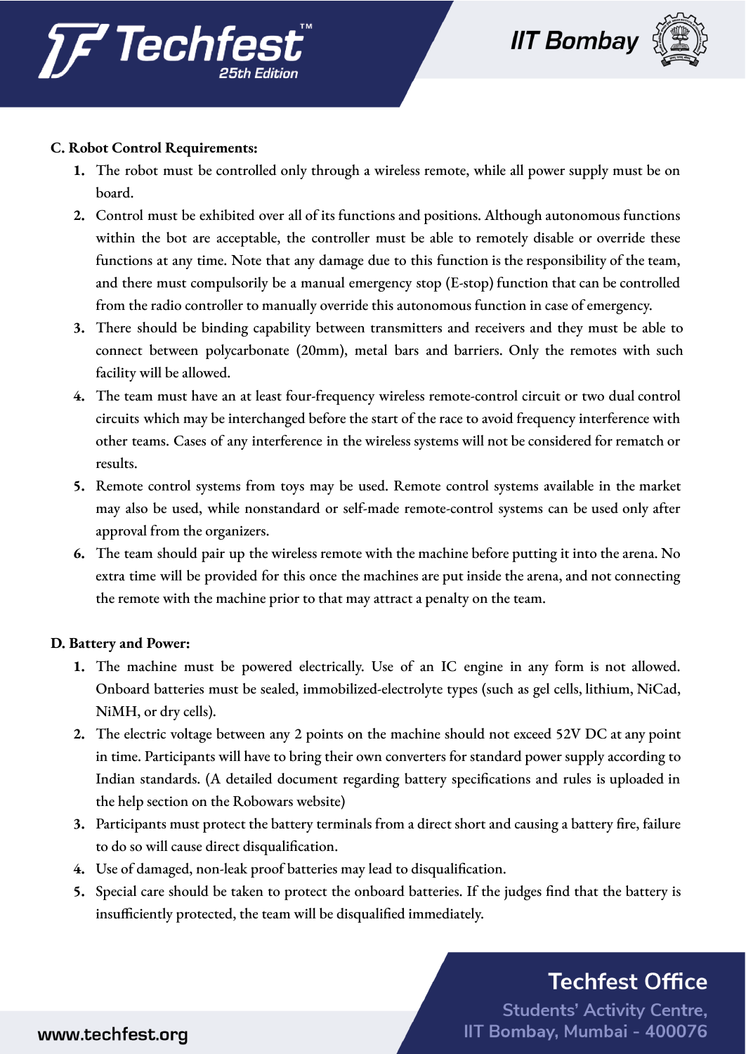**C. Robot Control Requirements:**

1. The robot must be controlled only through a wireless remote, while all power supply must be on board.
2. Control must be exhibited over all of its functions and positions. Although autonomous functions within the bot are acceptable, the controller must be able to remotely disable or override these functions at any time. Note that any damage due to this function is the responsibility of the team, and there must compulsorily be a manual emergency stop (E-stop) function that can be controlled from the radio controller to manually override this autonomous function in case of emergency.
3. There should be binding capability between transmitters and receivers and they must be able to connect between polycarbonate (20mm), metal bars and barriers. Only the remotes with such facility will be allowed.
4. The team must have an at least four-frequency wireless remote-control circuit or two dual control circuits which may be interchanged before the start of the race to avoid frequency interference with other teams. Cases of any interference in the wireless systems will not be considered for rematch or results.
5. Remote control systems from toys may be used. Remote control systems available in the market may also be used, while nonstandard or self-made remote-control systems can be used only after approval from the organizers.
6. The team should pair up the wireless remote with the machine before putting it into the arena. No extra time will be provided for this once the machines are put inside the arena, and not connecting the remote with the machine prior to that may attract a penalty on the team.

**D. Battery and Power:**

1. The machine must be powered electrically. Use of an IC engine in any form is not allowed. Onboard batteries must be sealed, immobilized-electrolyte types (such as gel cells, lithium, NiCad, NiMH, or dry cells).
2. The electric voltage between any 2 points on the machine should not exceed 52V DC at any point in time. Participants will have to bring their own converters for standard power supply according to Indian standards. (A detailed document regarding battery specifications and rules is uploaded in the help section on the Robowars website)
3. Participants must protect the battery terminals from a direct short and causing a battery fire, failure to do so will cause direct disqualification.
4. Use of damaged, non-leak proof batteries may lead to disqualification.
5. Special care should be taken to protect the onboard batteries. If the judges find that the battery is insufficiently protected, the team will be disqualified immediately.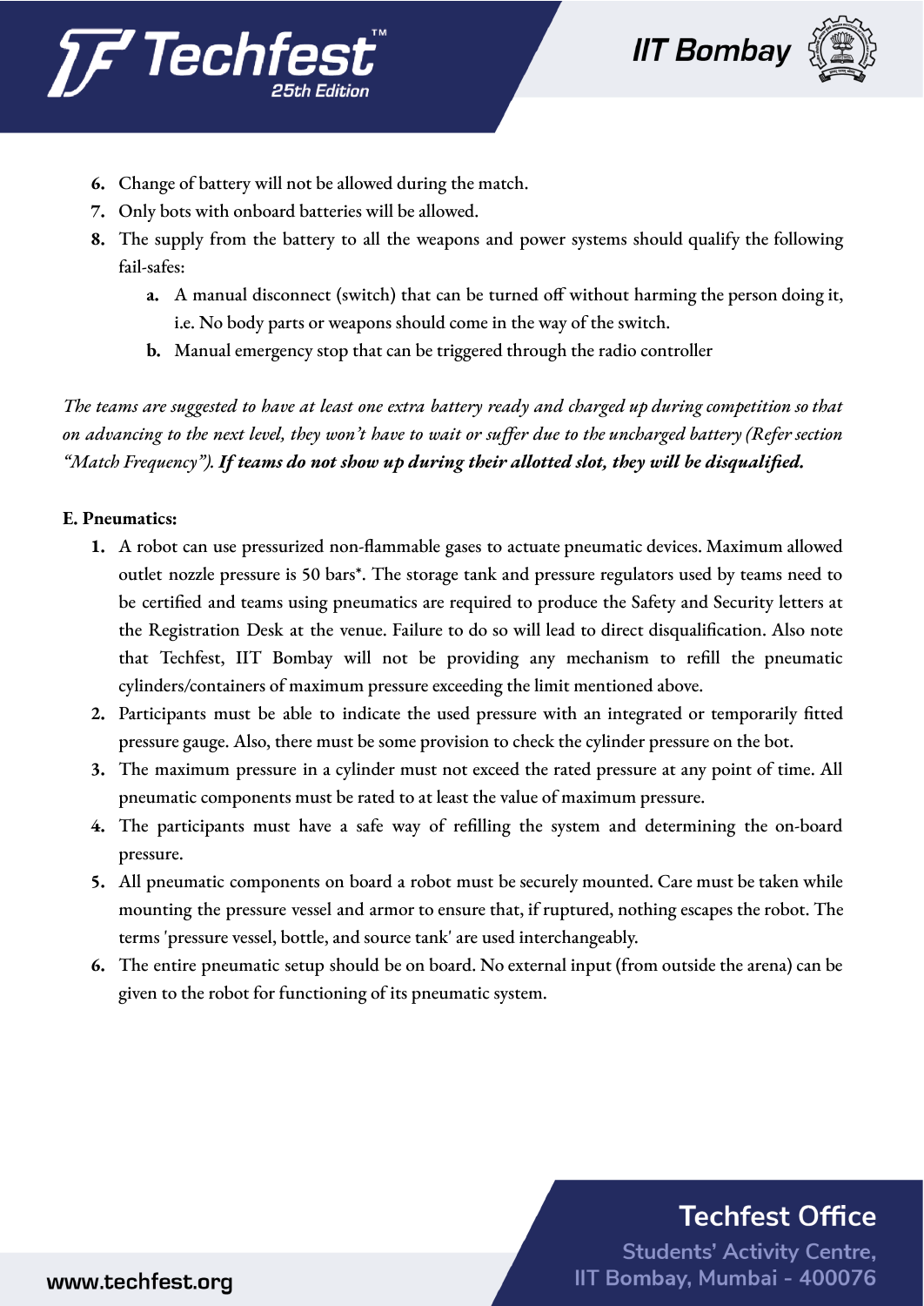6. Change of battery will not be allowed during the match.
7. Only bots with onboard batteries will be allowed.
8. The supply from the battery to all the weapons and power systems should qualify the following fail-safes:
    a. A manual disconnect (switch) that can be turned off without harming the person doing it, i.e. No body parts or weapons should come in the way of the switch.
    b. Manual emergency stop that can be triggered through the radio controller

*The teams are suggested to have at least one extra battery ready and charged up during competition so that on advancing to the next level, they won't have to wait or suffer due to the uncharged battery (Refer section "Match Frequency").* ***If teams do not show up during their allotted slot, they will be disqualified.***

**E. Pneumatics:**

1. A robot can use pressurized non-flammable gases to actuate pneumatic devices. Maximum allowed outlet nozzle pressure is 50 bars*. The storage tank and pressure regulators used by teams need to be certified and teams using pneumatics are required to produce the Safety and Security letters at the Registration Desk at the venue. Failure to do so will lead to direct disqualification. Also note that Techfest, IIT Bombay will not be providing any mechanism to refill the pneumatic cylinders/containers of maximum pressure exceeding the limit mentioned above.
2. Participants must be able to indicate the used pressure with an integrated or temporarily fitted pressure gauge. Also, there must be some provision to check the cylinder pressure on the bot.
3. The maximum pressure in a cylinder must not exceed the rated pressure at any point of time. All pneumatic components must be rated to at least the value of maximum pressure.
4. The participants must have a safe way of refilling the system and determining the on-board pressure.
5. All pneumatic components on board a robot must be securely mounted. Care must be taken while mounting the pressure vessel and armor to ensure that, if ruptured, nothing escapes the robot. The terms 'pressure vessel, bottle, and source tank' are used interchangeably.
6. The entire pneumatic setup should be on board. No external input (from outside the arena) can be given to the robot for functioning of its pneumatic system.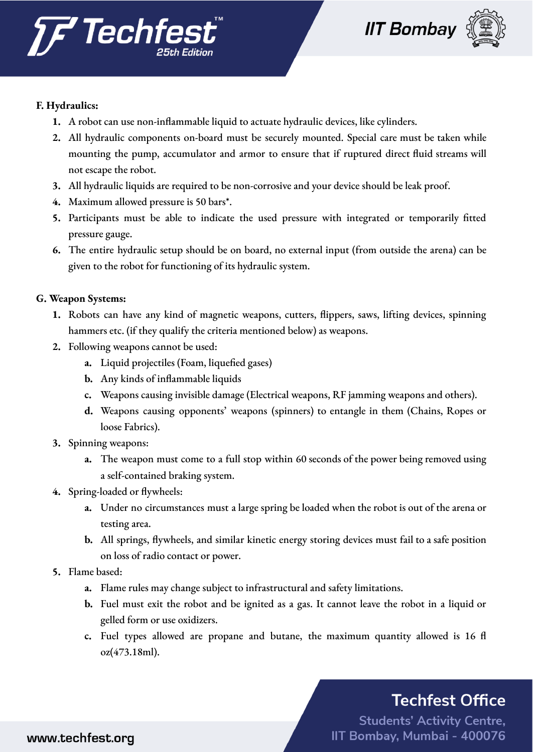**F. Hydraulics:**

1. A robot can use non-inflammable liquid to actuate hydraulic devices, like cylinders.
2. All hydraulic components on-board must be securely mounted. Special care must be taken while mounting the pump, accumulator and armor to ensure that if ruptured direct fluid streams will not escape the robot.
3. All hydraulic liquids are required to be non-corrosive and your device should be leak proof.
4. Maximum allowed pressure is 50 bars*.
5. Participants must be able to indicate the used pressure with integrated or temporarily fitted pressure gauge.
6. The entire hydraulic setup should be on board, no external input (from outside the arena) can be given to the robot for functioning of its hydraulic system.

**G. Weapon Systems:**

1. Robots can have any kind of magnetic weapons, cutters, flippers, saws, lifting devices, spinning hammers etc. (if they qualify the criteria mentioned below) as weapons.
2. Following weapons cannot be used:
   a. Liquid projectiles (Foam, liquefied gases)
   b. Any kinds of inflammable liquids
   c. Weapons causing invisible damage (Electrical weapons, RF jamming weapons and others).
   d. Weapons causing opponents' weapons (spinners) to entangle in them (Chains, Ropes or loose Fabrics).
3. Spinning weapons:
   a. The weapon must come to a full stop within 60 seconds of the power being removed using a self-contained braking system.
4. Spring-loaded or flywheels:
   a. Under no circumstances must a large spring be loaded when the robot is out of the arena or testing area.
   b. All springs, flywheels, and similar kinetic energy storing devices must fail to a safe position on loss of radio contact or power.
5. Flame based:
   a. Flame rules may change subject to infrastructural and safety limitations.
   b. Fuel must exit the robot and be ignited as a gas. It cannot leave the robot in a liquid or gelled form or use oxidizers.
   c. Fuel types allowed are propane and butane, the maximum quantity allowed is 16 fl oz(473.18ml).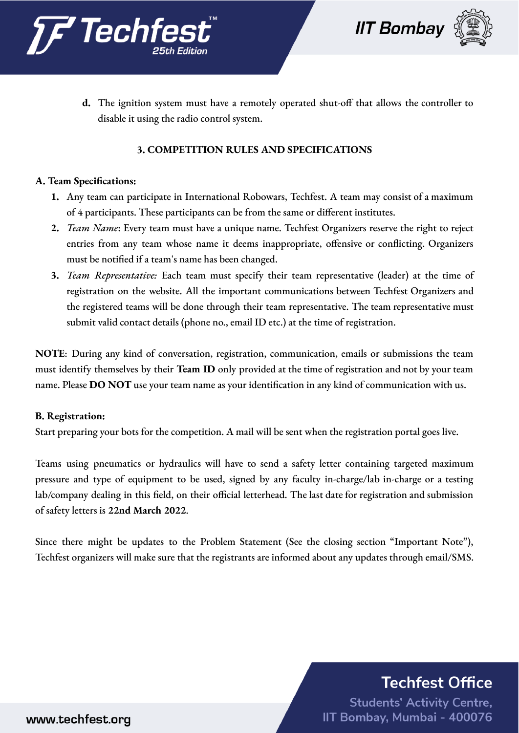**d.** The ignition system must have a remotely operated shut-off that allows the controller to disable it using the radio control system.

## 3. COMPETITION RULES AND SPECIFICATIONS

### A. Team Specifications:

1. Any team can participate in International Robowars, Techfest. A team may consist of a maximum of 4 participants. These participants can be from the same or different institutes.
2. *Team Name*: Every team must have a unique name. Techfest Organizers reserve the right to reject entries from any team whose name it deems inappropriate, offensive or conflicting. Organizers must be notified if a team's name has been changed.
3. *Team Representative:* Each team must specify their team representative (leader) at the time of registration on the website. All the important communications between Techfest Organizers and the registered teams will be done through their team representative. The team representative must submit valid contact details (phone no., email ID etc.) at the time of registration.

**NOTE**: During any kind of conversation, registration, communication, emails or submissions the team must identify themselves by their **Team ID** only provided at the time of registration and not by your team name. Please **DO NOT** use your team name as your identification in any kind of communication with us.

### B. Registration:

Start preparing your bots for the competition. A mail will be sent when the registration portal goes live.

Teams using pneumatics or hydraulics will have to send a safety letter containing targeted maximum pressure and type of equipment to be used, signed by any faculty in-charge/lab in-charge or a testing lab/company dealing in this field, on their official letterhead. The last date for registration and submission of safety letters is **22nd March 2022**.

Since there might be updates to the Problem Statement (See the closing section "Important Note"), Techfest organizers will make sure that the registrants are informed about any updates through email/SMS.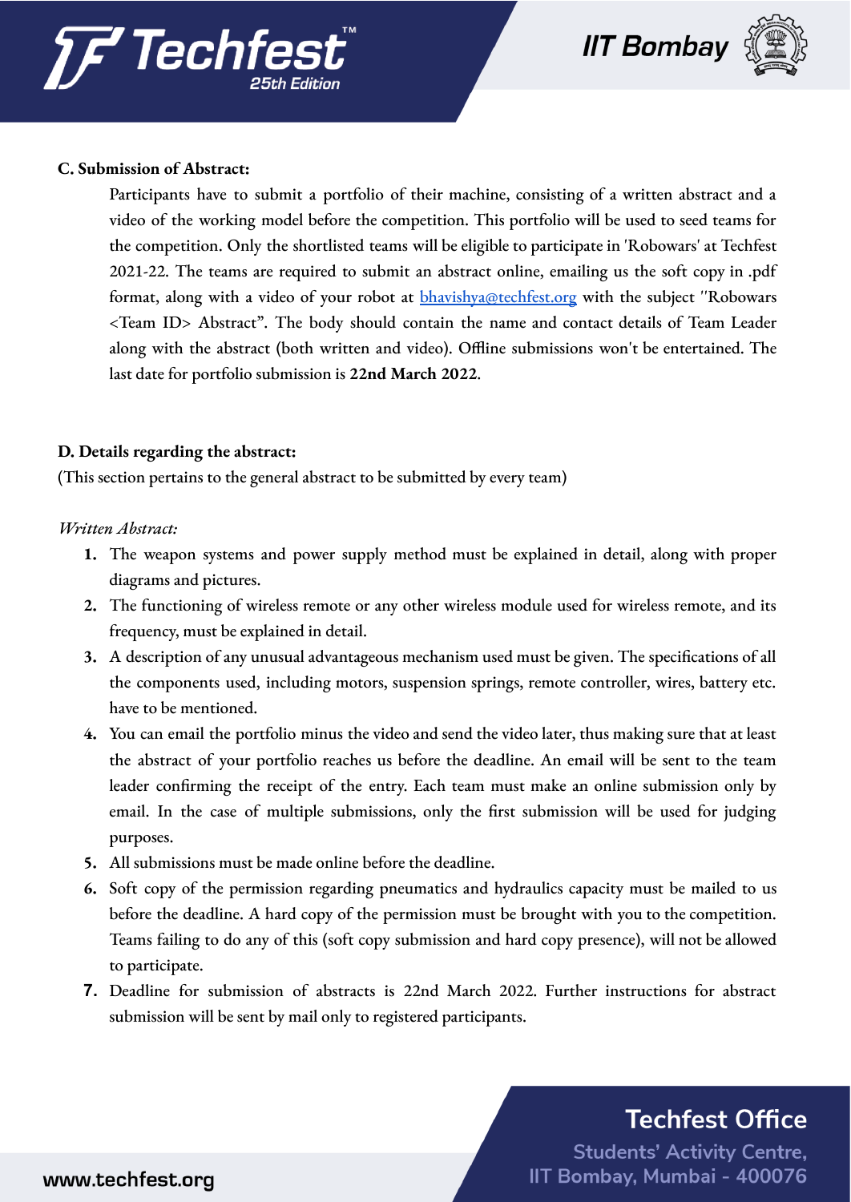**C. Submission of Abstract:**

Participants have to submit a portfolio of their machine, consisting of a written abstract and a video of the working model before the competition. This portfolio will be used to seed teams for the competition. Only the shortlisted teams will be eligible to participate in 'Robowars' at Techfest 2021-22. The teams are required to submit an abstract online, emailing us the soft copy in .pdf format, along with a video of your robot at [bhavishya@techfest.org](mailto:bhavishya@techfest.org) with the subject "Robowars <Team ID> Abstract". The body should contain the name and contact details of Team Leader along with the abstract (both written and video). Offline submissions won't be entertained. The last date for portfolio submission is **22nd March 2022**.

**D. Details regarding the abstract:**

(This section pertains to the general abstract to be submitted by every team)

*Written Abstract:*

1. The weapon systems and power supply method must be explained in detail, along with proper diagrams and pictures.
2. The functioning of wireless remote or any other wireless module used for wireless remote, and its frequency, must be explained in detail.
3. A description of any unusual advantageous mechanism used must be given. The specifications of all the components used, including motors, suspension springs, remote controller, wires, battery etc. have to be mentioned.
4. You can email the portfolio minus the video and send the video later, thus making sure that at least the abstract of your portfolio reaches us before the deadline. An email will be sent to the team leader confirming the receipt of the entry. Each team must make an online submission only by email. In the case of multiple submissions, only the first submission will be used for judging purposes.
5. All submissions must be made online before the deadline.
6. Soft copy of the permission regarding pneumatics and hydraulics capacity must be mailed to us before the deadline. A hard copy of the permission must be brought with you to the competition. Teams failing to do any of this (soft copy submission and hard copy presence), will not be allowed to participate.
7. Deadline for submission of abstracts is 22nd March 2022. Further instructions for abstract submission will be sent by mail only to registered participants.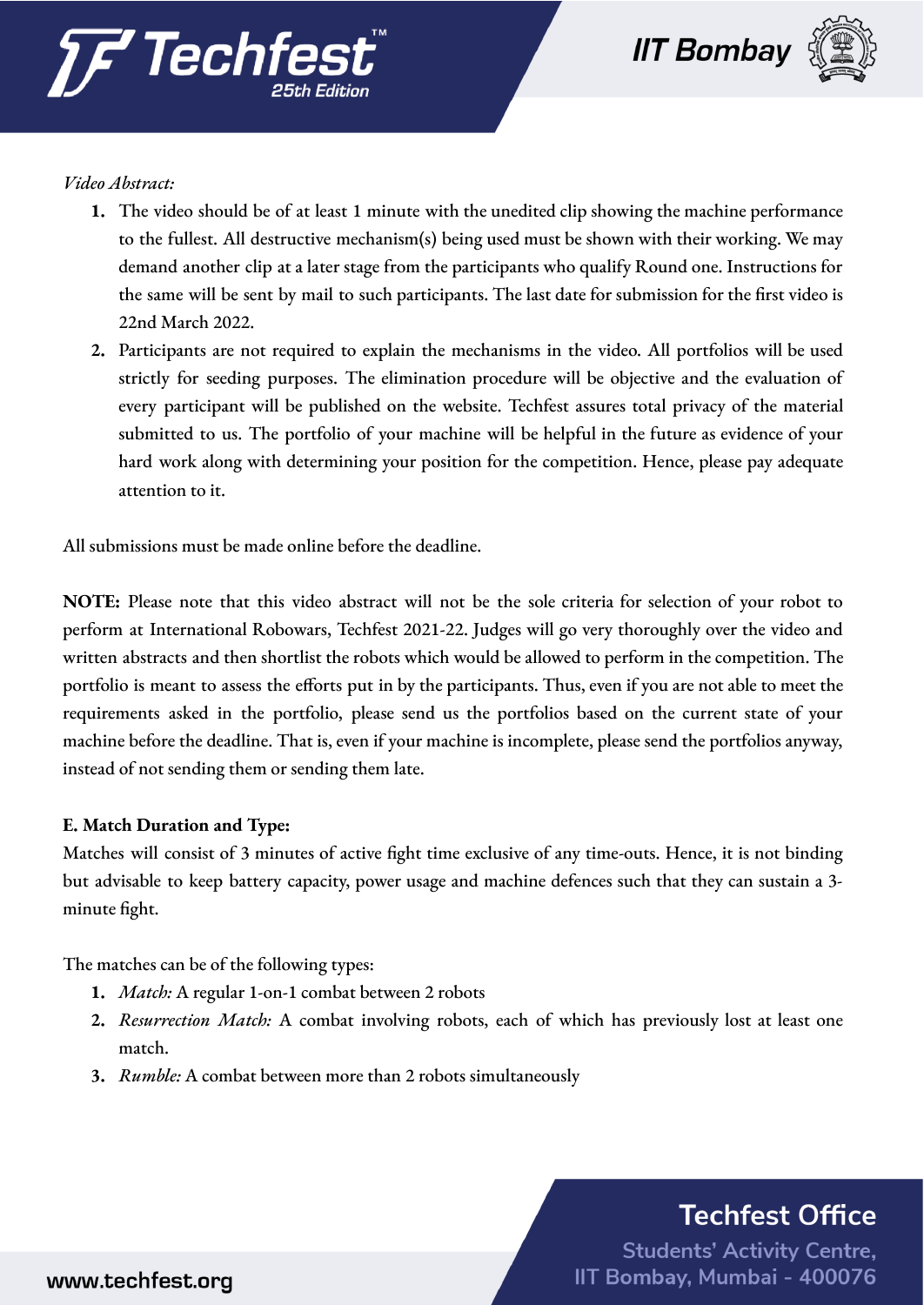*Video Abstract:*

1. The video should be of at least 1 minute with the unedited clip showing the machine performance to the fullest. All destructive mechanism(s) being used must be shown with their working. We may demand another clip at a later stage from the participants who qualify Round one. Instructions for the same will be sent by mail to such participants. The last date for submission for the first video is 22nd March 2022.
2. Participants are not required to explain the mechanisms in the video. All portfolios will be used strictly for seeding purposes. The elimination procedure will be objective and the evaluation of every participant will be published on the website. Techfest assures total privacy of the material submitted to us. The portfolio of your machine will be helpful in the future as evidence of your hard work along with determining your position for the competition. Hence, please pay adequate attention to it.

All submissions must be made online before the deadline.

**NOTE:** Please note that this video abstract will not be the sole criteria for selection of your robot to perform at International Robowars, Techfest 2021-22. Judges will go very thoroughly over the video and written abstracts and then shortlist the robots which would be allowed to perform in the competition. The portfolio is meant to assess the efforts put in by the participants. Thus, even if you are not able to meet the requirements asked in the portfolio, please send us the portfolios based on the current state of your machine before the deadline. That is, even if your machine is incomplete, please send the portfolios anyway, instead of not sending them or sending them late.

**E. Match Duration and Type:**

Matches will consist of 3 minutes of active fight time exclusive of any time-outs. Hence, it is not binding but advisable to keep battery capacity, power usage and machine defences such that they can sustain a 3-minute fight.

The matches can be of the following types:

1. *Match:* A regular 1-on-1 combat between 2 robots
2. *Resurrection Match:* A combat involving robots, each of which has previously lost at least one match.
3. *Rumble:* A combat between more than 2 robots simultaneously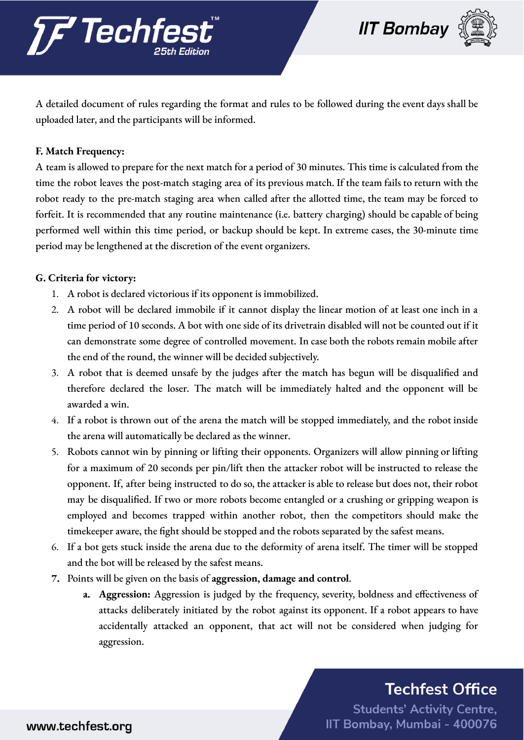A detailed document of rules regarding the format and rules to be followed during the event days shall be uploaded later, and the participants will be informed.

**F. Match Frequency:**

A team is allowed to prepare for the next match for a period of 30 minutes. This time is calculated from the time the robot leaves the post-match staging area of its previous match. If the team fails to return with the robot ready to the pre-match staging area when called after the allotted time, the team may be forced to forfeit. It is recommended that any routine maintenance (i.e. battery charging) should be capable of being performed well within this time period, or backup should be kept. In extreme cases, the 30-minute time period may be lengthened at the discretion of the event organizers.

**G. Criteria for victory:**

1. A robot is declared victorious if its opponent is immobilized.
2. A robot will be declared immobile if it cannot display the linear motion of at least one inch in a time period of 10 seconds. A bot with one side of its drivetrain disabled will not be counted out if it can demonstrate some degree of controlled movement. In case both the robots remain mobile after the end of the round, the winner will be decided subjectively.
3. A robot that is deemed unsafe by the judges after the match has begun will be disqualified and therefore declared the loser. The match will be immediately halted and the opponent will be awarded a win.
4. If a robot is thrown out of the arena the match will be stopped immediately, and the robot inside the arena will automatically be declared as the winner.
5. Robots cannot win by pinning or lifting their opponents. Organizers will allow pinning or lifting for a maximum of 20 seconds per pin/lift then the attacker robot will be instructed to release the opponent. If, after being instructed to do so, the attacker is able to release but does not, their robot may be disqualified. If two or more robots become entangled or a crushing or gripping weapon is employed and becomes trapped within another robot, then the competitors should make the timekeeper aware, the fight should be stopped and the robots separated by the safest means.
6. If a bot gets stuck inside the arena due to the deformity of arena itself. The timer will be stopped and the bot will be released by the safest means.
7. Points will be given on the basis of **aggression, damage and control**.
    a. **Aggression:** Aggression is judged by the frequency, severity, boldness and effectiveness of attacks deliberately initiated by the robot against its opponent. If a robot appears to have accidentally attacked an opponent, that act will not be considered when judging for aggression.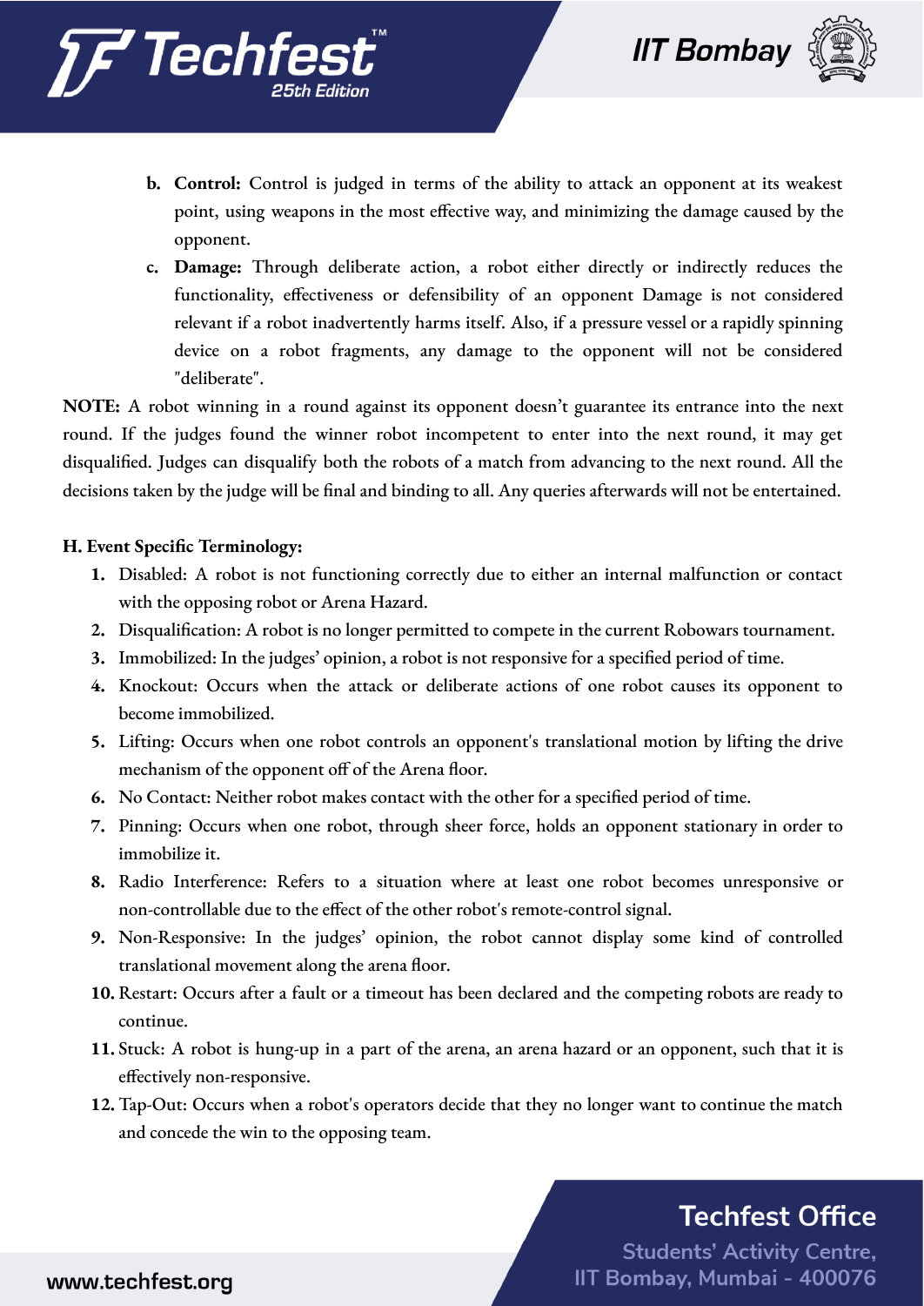b. **Control:** Control is judged in terms of the ability to attack an opponent at its weakest point, using weapons in the most effective way, and minimizing the damage caused by the opponent.

c. **Damage:** Through deliberate action, a robot either directly or indirectly reduces the functionality, effectiveness or defensibility of an opponent Damage is not considered relevant if a robot inadvertently harms itself. Also, if a pressure vessel or a rapidly spinning device on a robot fragments, any damage to the opponent will not be considered "deliberate".

**NOTE:** A robot winning in a round against its opponent doesn't guarantee its entrance into the next round. If the judges found the winner robot incompetent to enter into the next round, it may get disqualified. Judges can disqualify both the robots of a match from advancing to the next round. All the decisions taken by the judge will be final and binding to all. Any queries afterwards will not be entertained.

**H. Event Specific Terminology:**

1. Disabled: A robot is not functioning correctly due to either an internal malfunction or contact with the opposing robot or Arena Hazard.
2. Disqualification: A robot is no longer permitted to compete in the current Robowars tournament.
3. Immobilized: In the judges' opinion, a robot is not responsive for a specified period of time.
4. Knockout: Occurs when the attack or deliberate actions of one robot causes its opponent to become immobilized.
5. Lifting: Occurs when one robot controls an opponent's translational motion by lifting the drive mechanism of the opponent off of the Arena floor.
6. No Contact: Neither robot makes contact with the other for a specified period of time.
7. Pinning: Occurs when one robot, through sheer force, holds an opponent stationary in order to immobilize it.
8. Radio Interference: Refers to a situation where at least one robot becomes unresponsive or non-controllable due to the effect of the other robot's remote-control signal.
9. Non-Responsive: In the judges' opinion, the robot cannot display some kind of controlled translational movement along the arena floor.
10. Restart: Occurs after a fault or a timeout has been declared and the competing robots are ready to continue.
11. Stuck: A robot is hung-up in a part of the arena, an arena hazard or an opponent, such that it is effectively non-responsive.
12. Tap-Out: Occurs when a robot's operators decide that they no longer want to continue the match and concede the win to the opposing team.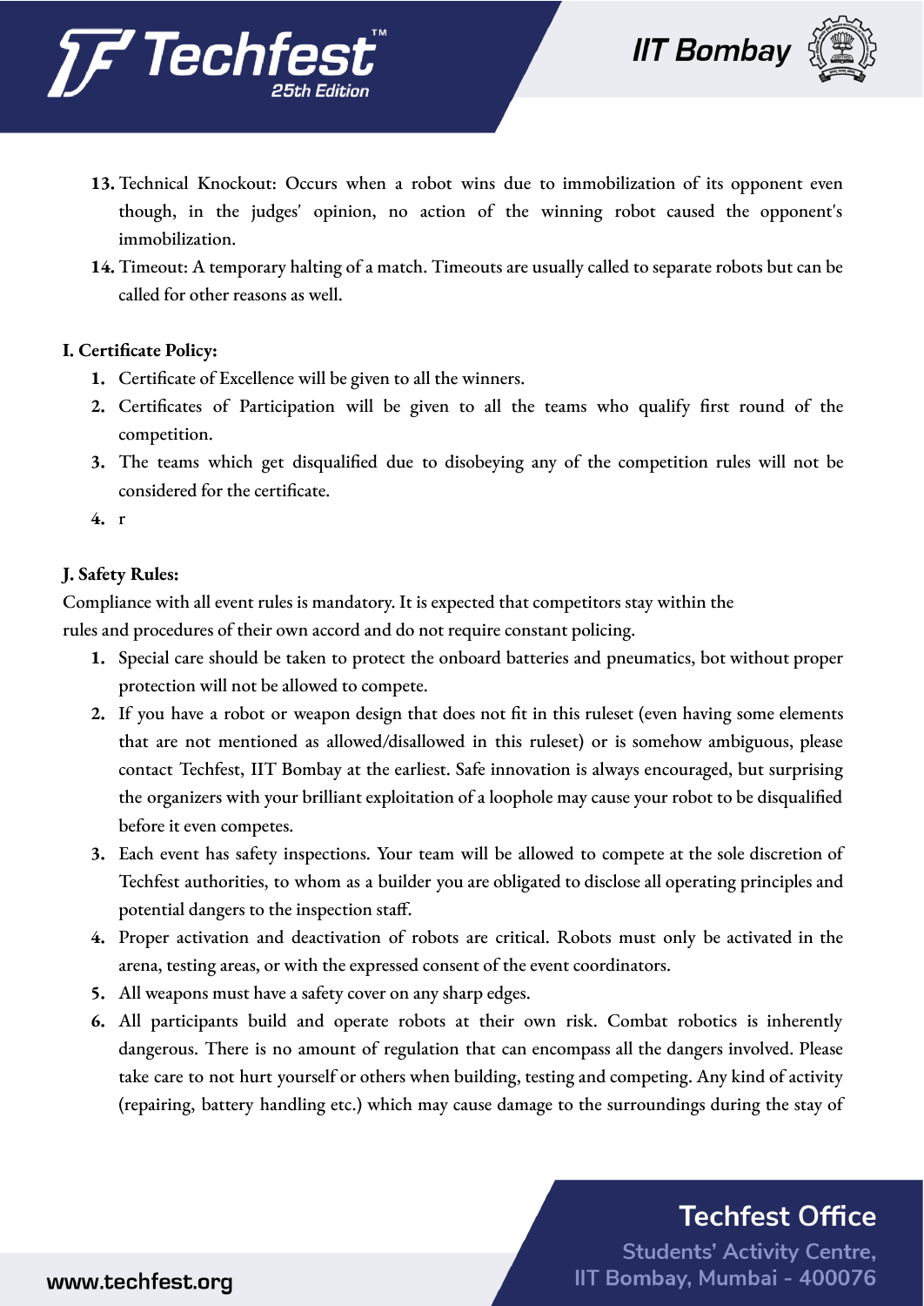13. Technical Knockout: Occurs when a robot wins due to immobilization of its opponent even though, in the judges' opinion, no action of the winning robot caused the opponent's immobilization.
14. Timeout: A temporary halting of a match. Timeouts are usually called to separate robots but can be called for other reasons as well.

**I. Certificate Policy:**

1. Certificate of Excellence will be given to all the winners.
2. Certificates of Participation will be given to all the teams who qualify first round of the competition.
3. The teams which get disqualified due to disobeying any of the competition rules will not be considered for the certificate.
4. r

**J. Safety Rules:**

Compliance with all event rules is mandatory. It is expected that competitors stay within the rules and procedures of their own accord and do not require constant policing.

1. Special care should be taken to protect the onboard batteries and pneumatics, bot without proper protection will not be allowed to compete.
2. If you have a robot or weapon design that does not fit in this ruleset (even having some elements that are not mentioned as allowed/disallowed in this ruleset) or is somehow ambiguous, please contact Techfest, IIT Bombay at the earliest. Safe innovation is always encouraged, but surprising the organizers with your brilliant exploitation of a loophole may cause your robot to be disqualified before it even competes.
3. Each event has safety inspections. Your team will be allowed to compete at the sole discretion of Techfest authorities, to whom as a builder you are obligated to disclose all operating principles and potential dangers to the inspection staff.
4. Proper activation and deactivation of robots are critical. Robots must only be activated in the arena, testing areas, or with the expressed consent of the event coordinators.
5. All weapons must have a safety cover on any sharp edges.
6. All participants build and operate robots at their own risk. Combat robotics is inherently dangerous. There is no amount of regulation that can encompass all the dangers involved. Please take care to not hurt yourself or others when building, testing and competing. Any kind of activity (repairing, battery handling etc.) which may cause damage to the surroundings during the stay of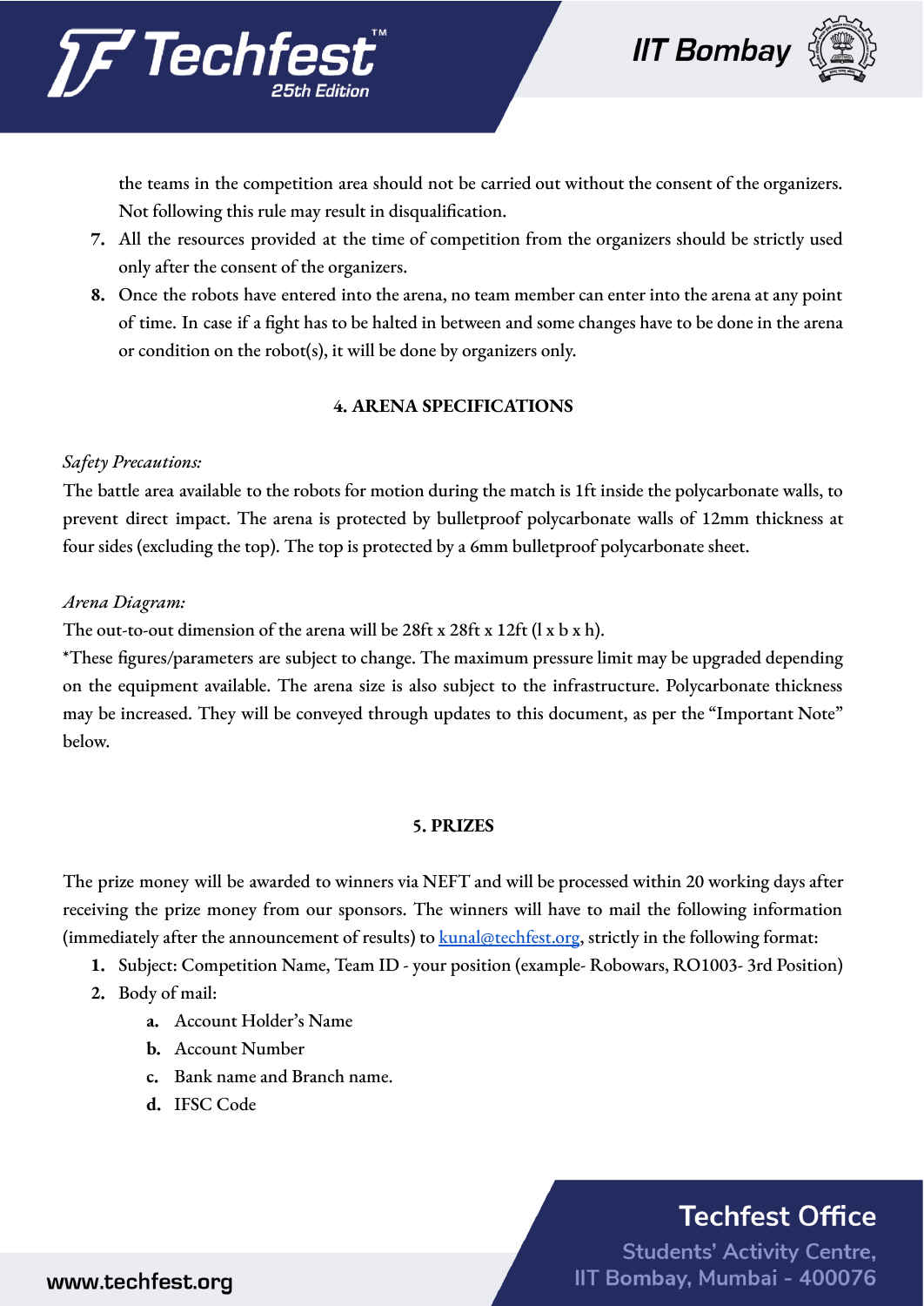the teams in the competition area should not be carried out without the consent of the organizers. Not following this rule may result in disqualification.

7. All the resources provided at the time of competition from the organizers should be strictly used only after the consent of the organizers.
8. Once the robots have entered into the arena, no team member can enter into the arena at any point of time. In case if a fight has to be halted in between and some changes have to be done in the arena or condition on the robot(s), it will be done by organizers only.

## 4. ARENA SPECIFICATIONS

*Safety Precautions:*

The battle area available to the robots for motion during the match is 1ft inside the polycarbonate walls, to prevent direct impact. The arena is protected by bulletproof polycarbonate walls of 12mm thickness at four sides (excluding the top). The top is protected by a 6mm bulletproof polycarbonate sheet.

*Arena Diagram:*

The out-to-out dimension of the arena will be 28ft x 28ft x 12ft (l x b x h).

*These figures/parameters are subject to change. The maximum pressure limit may be upgraded depending on the equipment available. The arena size is also subject to the infrastructure. Polycarbonate thickness may be increased. They will be conveyed through updates to this document, as per the "Important Note" below.

## 5. PRIZES

The prize money will be awarded to winners via NEFT and will be processed within 20 working days after receiving the prize money from our sponsors. The winners will have to mail the following information (immediately after the announcement of results) to kunal@techfest.org, strictly in the following format:

1. Subject: Competition Name, Team ID - your position (example- Robowars, RO1003- 3rd Position)
2. Body of mail:
   a. Account Holder's Name
   b. Account Number
   c. Bank name and Branch name.
   d. IFSC Code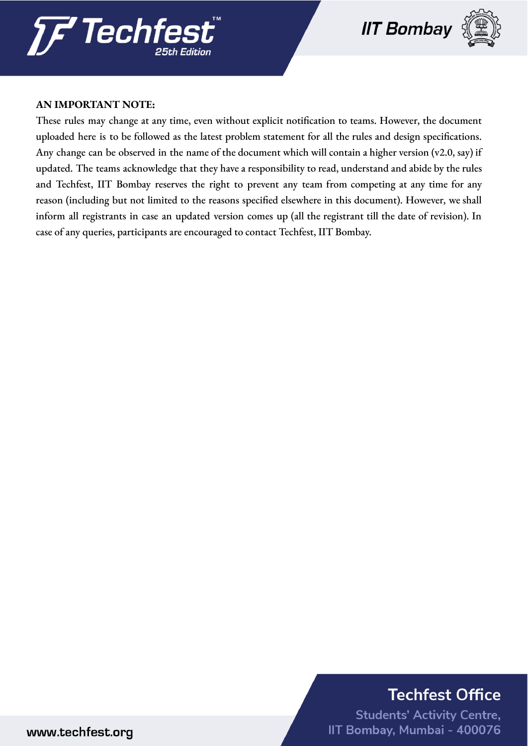**AN IMPORTANT NOTE:**

These rules may change at any time, even without explicit notification to teams. However, the document uploaded here is to be followed as the latest problem statement for all the rules and design specifications. Any change can be observed in the name of the document which will contain a higher version (v2.0, say) if updated. The teams acknowledge that they have a responsibility to read, understand and abide by the rules and Techfest, IIT Bombay reserves the right to prevent any team from competing at any time for any reason (including but not limited to the reasons specified elsewhere in this document). However, we shall inform all registrants in case an updated version comes up (all the registrant till the date of revision). In case of any queries, participants are encouraged to contact Techfest, IIT Bombay.